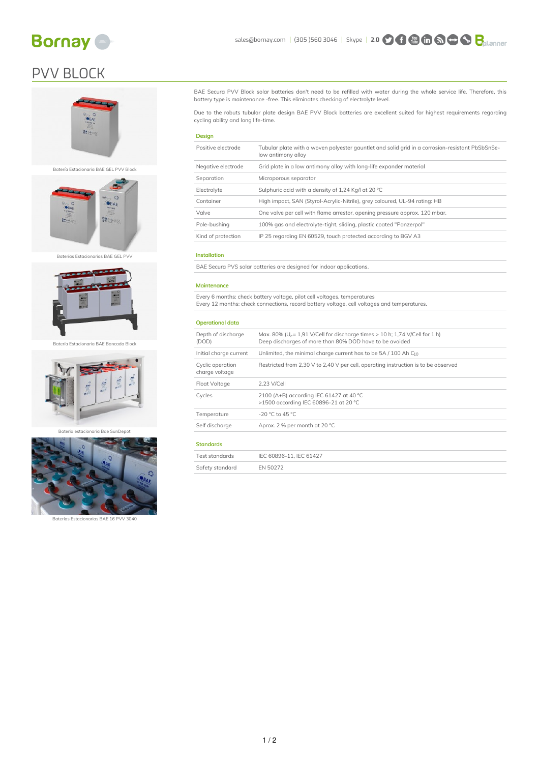# PVV BLOCK

Batería Estacionaria BAE GEL PVV Block

Baterías Estacionarias BAE GEL PVV

Batería Estacionaria BAE Bancada Block

Bateria estacionaria Bae SunDepot

Baterías Estacionarias BAE 16 PVV 3040

BAE Secura PVV Block solar batteries don't need to be refilled with water during the whole service life. Therefore, this battery type is maintenance -free. This eliminates checking of electrolyte level.

Due to the robuts tubular plate design BAE PVV Block batteries are excellent suited for highest requirements regarding cycling ability and long life-time.

## Design

| | |
|---|---|
| Positive electrode | Tubular plate with a woven polyester gauntlet and solid grid in a corrosion-resistant PbSbSnSe-low antimony alloy |
| Negative electrode | Grid plate in a low antimony alloy with long-life expander material |
| Separation | Microporous separator |
| Electrolyte | Sulphuric acid with a density of 1,24 Kg/l at 20 °C |
| Container | High impact, SAN (Styrol-Acrylic-Nitrile), grey coloured, UL-94 rating: HB |
| Valve | One valve per cell with flame arrestor, opening pressure approx. 120 mbar. |
| Pole-bushing | 100% gas and electrolyte-tight, sliding, plastic coated "Panzerpol" |
| Kind of protection | IP 25 regarding EN 60529, touch protected according to BGV A3 |

## Installation

BAE Secura PVS solar batteries are designed for indoor applications.

## Maintenance

Every 6 months: check battery voltage, pilot cell voltages, temperatures
Every 12 months: check connections, record battery voltage, cell voltages and temperatures.

## Operational data

| | |
|---|---|
| Depth of discharge (DOD) | Max. 80% ($U_e$= 1,91 V/Cell for discharge times > 10 h; 1,74 V/Cell for 1 h)<br>Deep discharges of more than 80% DOD have to be avoided |
| Initial charge current | Unlimited, the minimal charge current has to be 5A / 100 Ah $C_{10}$ |
| Cyclic operation charge voltage | Restricted from 2,30 V to 2,40 V per cell, operating instruction is to be observed |
| Float Voltage | 2.23 V/Cell |
| Cycles | 2100 (A+B) according IEC 61427 at 40 °C<br>>1500 according IEC 60896-21 at 20 °C |
| Temperature | -20 °C to 45 °C |
| Self discharge | Aprox. 2 % per month at 20 °C |

## Standards

| | |
|---|---|
| Test standards | IEC 60896-11, IEC 61427 |
| Safety standard | EN 50272 |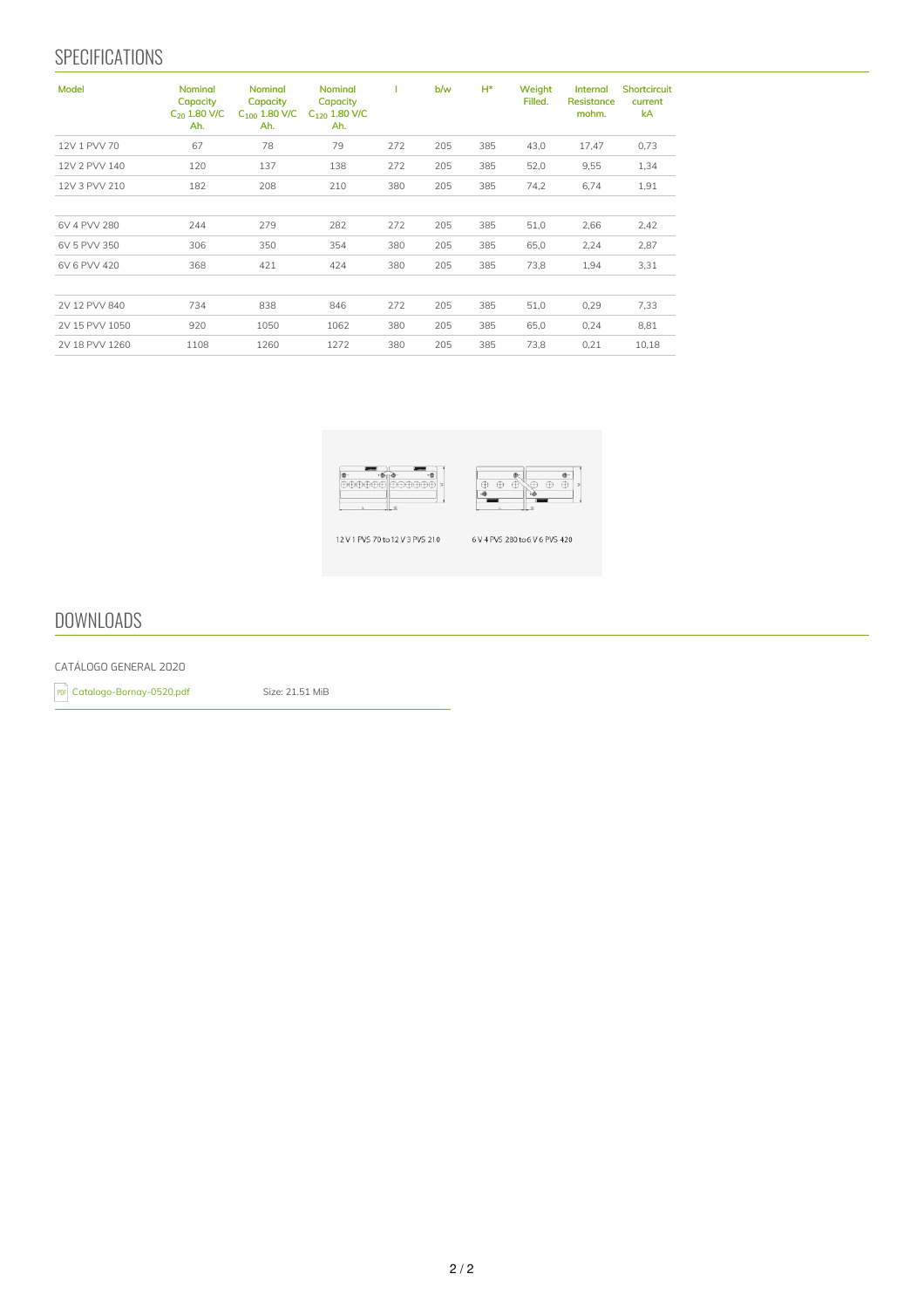## SPECIFICATIONS

| Model | Nominal Capacity $C_{20}$ 1.80 V/C Ah. | Nominal Capacity $C_{100}$ 1.80 V/C Ah. | Nominal Capacity $C_{120}$ 1.80 V/C Ah. | l | b/w | H* | Weight Filled. | Internal Resistance mohm. | Shortcircuit current kA |
|---|---|---|---|---|---|---|---|---|---|
| 12V 1 PVV 70 | 67 | 78 | 79 | 272 | 205 | 385 | 43,0 | 17,47 | 0,73 |
| 12V 2 PVV 140 | 120 | 137 | 138 | 272 | 205 | 385 | 52,0 | 9,55 | 1,34 |
| 12V 3 PVV 210 | 182 | 208 | 210 | 380 | 205 | 385 | 74,2 | 6,74 | 1,91 |
| | | | | | | | | | |
| 6V 4 PVV 280 | 244 | 279 | 282 | 272 | 205 | 385 | 51,0 | 2,66 | 2,42 |
| 6V 5 PVV 350 | 306 | 350 | 354 | 380 | 205 | 385 | 65,0 | 2,24 | 2,87 |
| 6V 6 PVV 420 | 368 | 421 | 424 | 380 | 205 | 385 | 73,8 | 1,94 | 3,31 |
| | | | | | | | | | |
| 2V 12 PVV 840 | 734 | 838 | 846 | 272 | 205 | 385 | 51,0 | 0,29 | 7,33 |
| 2V 15 PVV 1050 | 920 | 1050 | 1062 | 380 | 205 | 385 | 65,0 | 0,24 | 8,81 |
| 2V 18 PVV 1260 | 1108 | 1260 | 1272 | 380 | 205 | 385 | 73,8 | 0,21 | 10,18 |

12 V 1 PVS 70 to 12 V 3 PVS 210

6 V 4 PVS 280 to 6 V 6 PVS 420

## DOWNLOADS

CATÁLOGO GENERAL 2020

Catalogo-Bornay-0520.pdf Size: 21.51 MiB